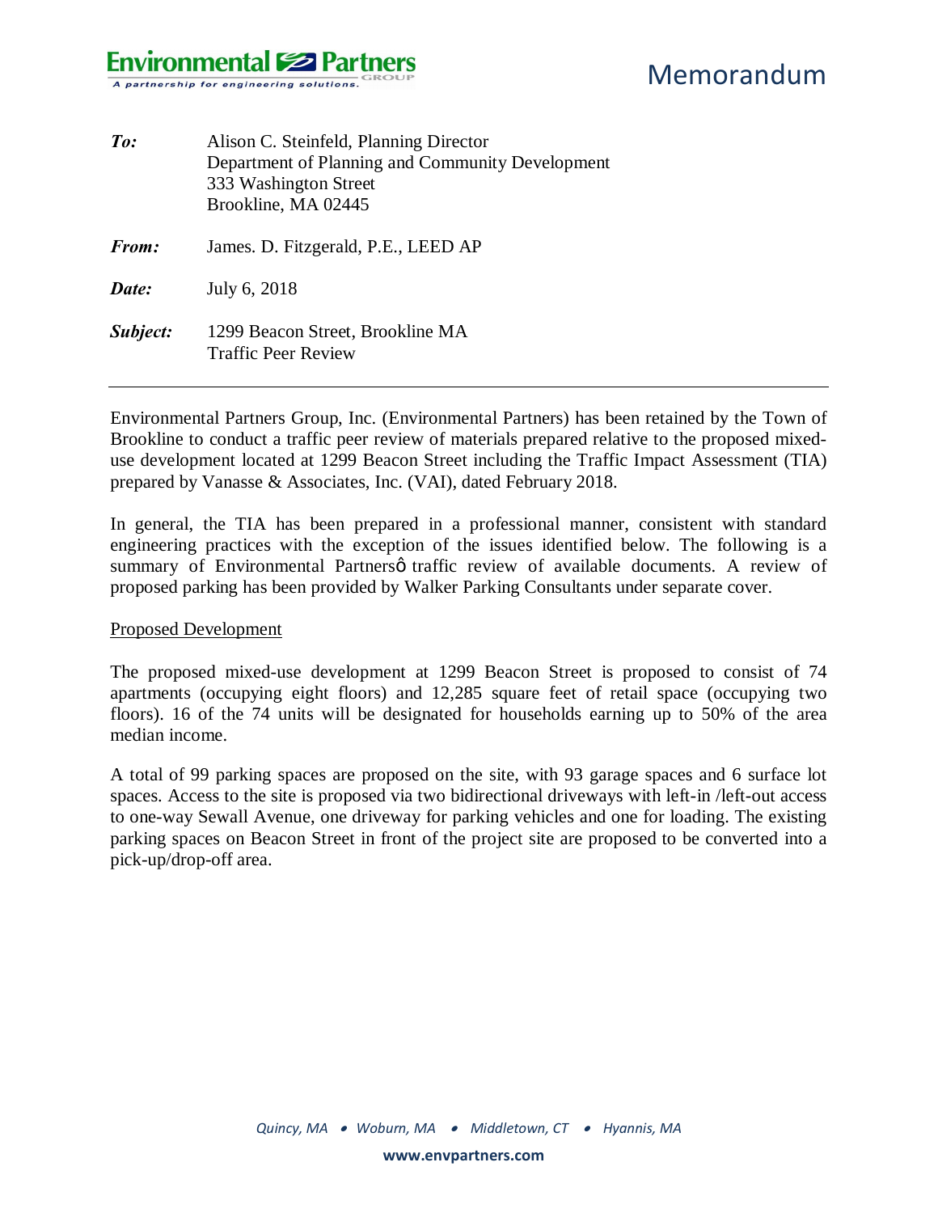Environmental Partners GROUP
A partnership for engineering solutions.

# Memorandum

| | |
|---|---|
| ***To:*** | Alison C. Steinfeld, Planning Director<br>Department of Planning and Community Development<br>333 Washington Street<br>Brookline, MA 02445 |
| ***From:*** | James. D. Fitzgerald, P.E., LEED AP |
| ***Date:*** | July 6, 2018 |
| ***Subject:*** | 1299 Beacon Street, Brookline MA<br>Traffic Peer Review |

---

Environmental Partners Group, Inc. (Environmental Partners) has been retained by the Town of Brookline to conduct a traffic peer review of materials prepared relative to the proposed mixed-use development located at 1299 Beacon Street including the Traffic Impact Assessment (TIA) prepared by Vanasse & Associates, Inc. (VAI), dated February 2018.

In general, the TIA has been prepared in a professional manner, consistent with standard engineering practices with the exception of the issues identified below. The following is a summary of Environmental Partnersô traffic review of available documents. A review of proposed parking has been provided by Walker Parking Consultants under separate cover.

## Proposed Development

The proposed mixed-use development at 1299 Beacon Street is proposed to consist of 74 apartments (occupying eight floors) and 12,285 square feet of retail space (occupying two floors). 16 of the 74 units will be designated for households earning up to 50% of the area median income.

A total of 99 parking spaces are proposed on the site, with 93 garage spaces and 6 surface lot spaces. Access to the site is proposed via two bidirectional driveways with left-in /left-out access to one-way Sewall Avenue, one driveway for parking vehicles and one for loading. The existing parking spaces on Beacon Street in front of the project site are proposed to be converted into a pick-up/drop-off area.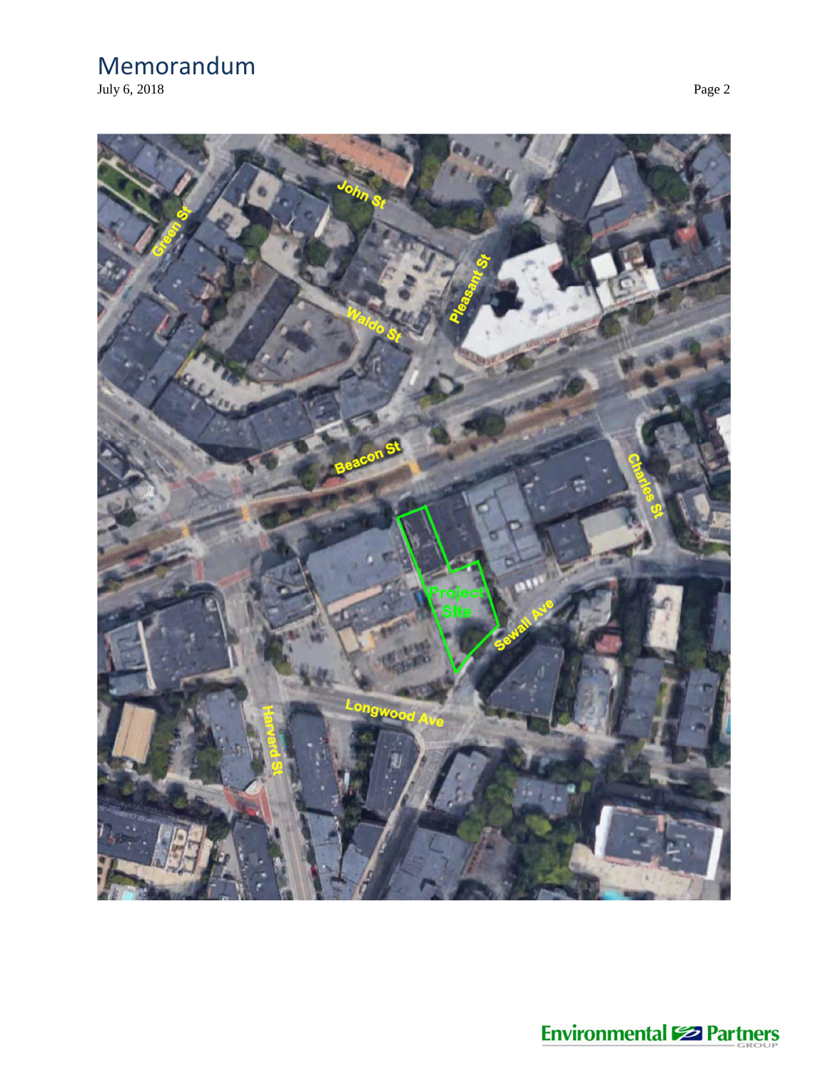# Memorandum

July 6, 2018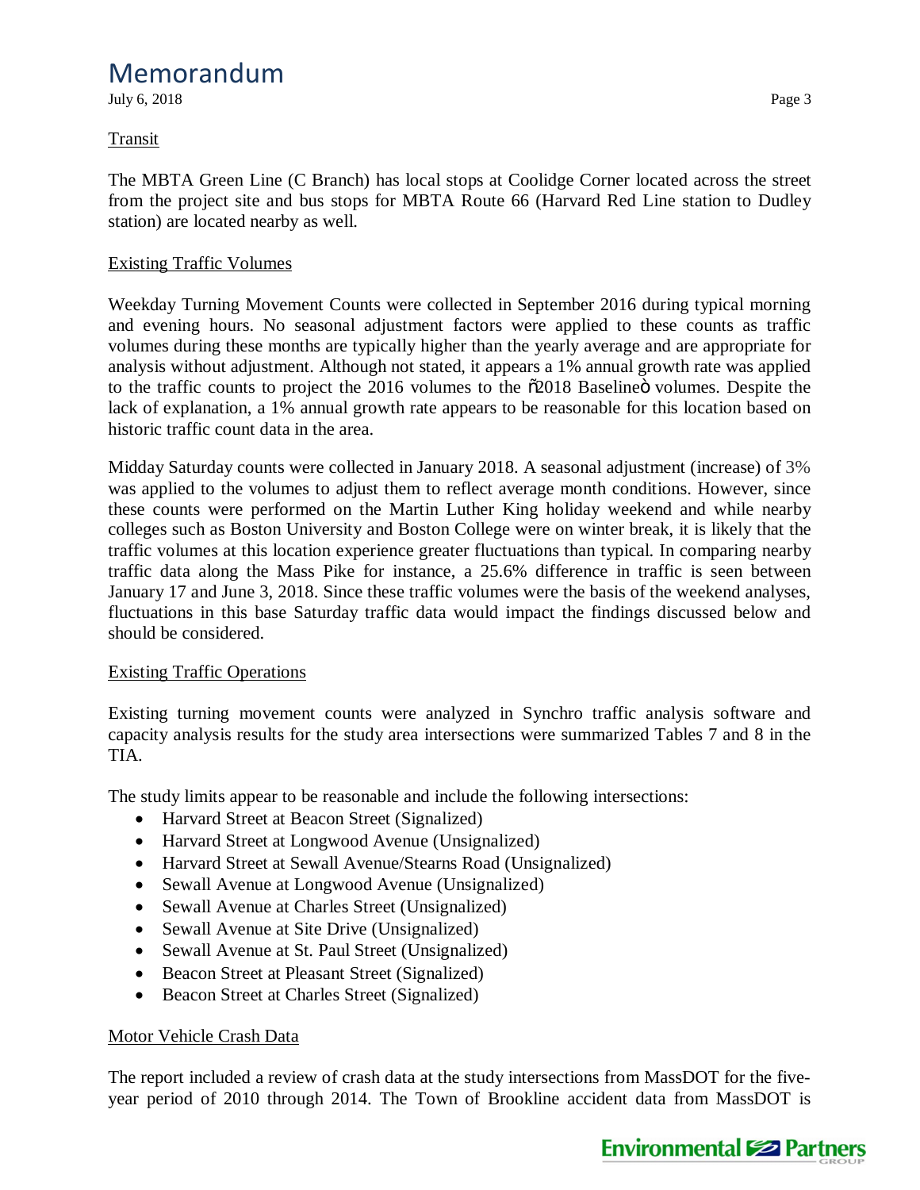Transit

The MBTA Green Line (C Branch) has local stops at Coolidge Corner located across the street from the project site and bus stops for MBTA Route 66 (Harvard Red Line station to Dudley station) are located nearby as well.

Existing Traffic Volumes

Weekday Turning Movement Counts were collected in September 2016 during typical morning and evening hours. No seasonal adjustment factors were applied to these counts as traffic volumes during these months are typically higher than the yearly average and are appropriate for analysis without adjustment. Although not stated, it appears a 1% annual growth rate was applied to the traffic counts to project the 2016 volumes to the "2018 Baseline" volumes. Despite the lack of explanation, a 1% annual growth rate appears to be reasonable for this location based on historic traffic count data in the area.

Midday Saturday counts were collected in January 2018. A seasonal adjustment (increase) of 3% was applied to the volumes to adjust them to reflect average month conditions. However, since these counts were performed on the Martin Luther King holiday weekend and while nearby colleges such as Boston University and Boston College were on winter break, it is likely that the traffic volumes at this location experience greater fluctuations than typical. In comparing nearby traffic data along the Mass Pike for instance, a 25.6% difference in traffic is seen between January 17 and June 3, 2018. Since these traffic volumes were the basis of the weekend analyses, fluctuations in this base Saturday traffic data would impact the findings discussed below and should be considered.

Existing Traffic Operations

Existing turning movement counts were analyzed in Synchro traffic analysis software and capacity analysis results for the study area intersections were summarized Tables 7 and 8 in the TIA.

The study limits appear to be reasonable and include the following intersections:

- Harvard Street at Beacon Street (Signalized)
- Harvard Street at Longwood Avenue (Unsignalized)
- Harvard Street at Sewall Avenue/Stearns Road (Unsignalized)
- Sewall Avenue at Longwood Avenue (Unsignalized)
- Sewall Avenue at Charles Street (Unsignalized)
- Sewall Avenue at Site Drive (Unsignalized)
- Sewall Avenue at St. Paul Street (Unsignalized)
- Beacon Street at Pleasant Street (Signalized)
- Beacon Street at Charles Street (Signalized)

Motor Vehicle Crash Data

The report included a review of crash data at the study intersections from MassDOT for the five-year period of 2010 through 2014. The Town of Brookline accident data from MassDOT is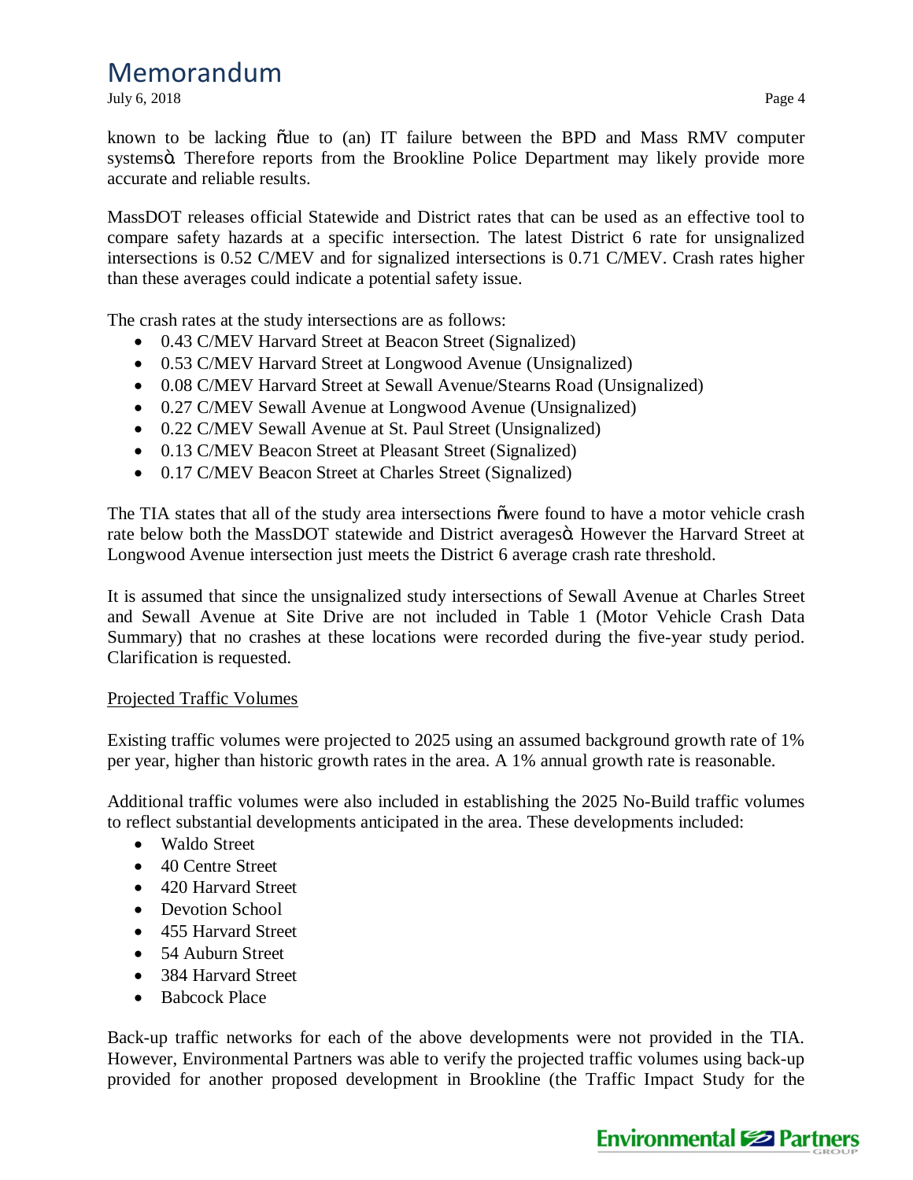known to be lacking "due to (an) IT failure between the BPD and Mass RMV computer systems". Therefore reports from the Brookline Police Department may likely provide more accurate and reliable results.

MassDOT releases official Statewide and District rates that can be used as an effective tool to compare safety hazards at a specific intersection. The latest District 6 rate for unsignalized intersections is 0.52 C/MEV and for signalized intersections is 0.71 C/MEV. Crash rates higher than these averages could indicate a potential safety issue.

The crash rates at the study intersections are as follows:

- 0.43 C/MEV Harvard Street at Beacon Street (Signalized)
- 0.53 C/MEV Harvard Street at Longwood Avenue (Unsignalized)
- 0.08 C/MEV Harvard Street at Sewall Avenue/Stearns Road (Unsignalized)
- 0.27 C/MEV Sewall Avenue at Longwood Avenue (Unsignalized)
- 0.22 C/MEV Sewall Avenue at St. Paul Street (Unsignalized)
- 0.13 C/MEV Beacon Street at Pleasant Street (Signalized)
- 0.17 C/MEV Beacon Street at Charles Street (Signalized)

The TIA states that all of the study area intersections "were found to have a motor vehicle crash rate below both the MassDOT statewide and District averages". However the Harvard Street at Longwood Avenue intersection just meets the District 6 average crash rate threshold.

It is assumed that since the unsignalized study intersections of Sewall Avenue at Charles Street and Sewall Avenue at Site Drive are not included in Table 1 (Motor Vehicle Crash Data Summary) that no crashes at these locations were recorded during the five-year study period. Clarification is requested.

Projected Traffic Volumes

Existing traffic volumes were projected to 2025 using an assumed background growth rate of 1% per year, higher than historic growth rates in the area. A 1% annual growth rate is reasonable.

Additional traffic volumes were also included in establishing the 2025 No-Build traffic volumes to reflect substantial developments anticipated in the area. These developments included:

- Waldo Street
- 40 Centre Street
- 420 Harvard Street
- Devotion School
- 455 Harvard Street
- 54 Auburn Street
- 384 Harvard Street
- Babcock Place

Back-up traffic networks for each of the above developments were not provided in the TIA. However, Environmental Partners was able to verify the projected traffic volumes using back-up provided for another proposed development in Brookline (the Traffic Impact Study for the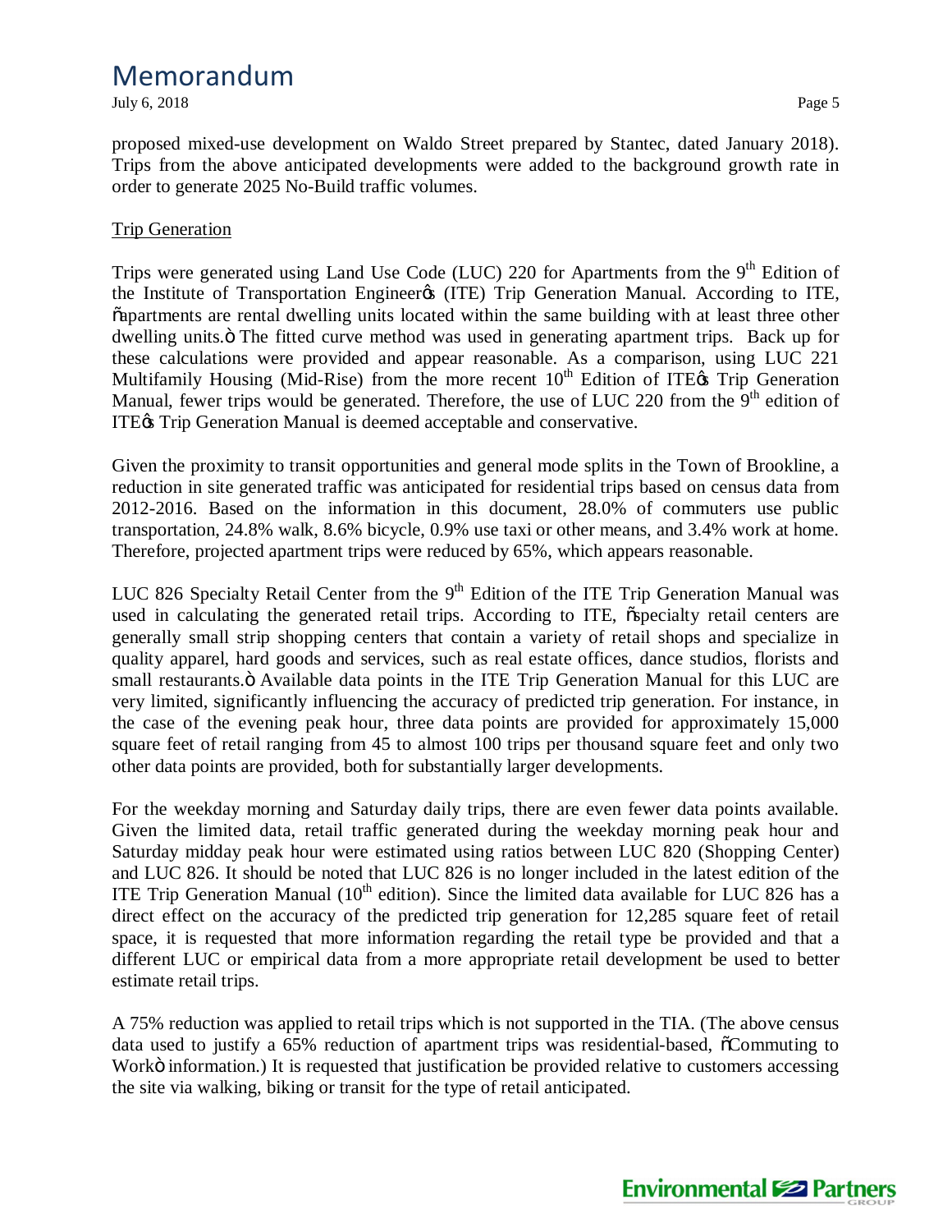proposed mixed-use development on Waldo Street prepared by Stantec, dated January 2018). Trips from the above anticipated developments were added to the background growth rate in order to generate 2025 No-Build traffic volumes.

Trip Generation

Trips were generated using Land Use Code (LUC) 220 for Apartments from the 9th Edition of the Institute of Transportation Engineer's (ITE) Trip Generation Manual. According to ITE, "apartments are rental dwelling units located within the same building with at least three other dwelling units." The fitted curve method was used in generating apartment trips. Back up for these calculations were provided and appear reasonable. As a comparison, using LUC 221 Multifamily Housing (Mid-Rise) from the more recent 10th Edition of ITE's Trip Generation Manual, fewer trips would be generated. Therefore, the use of LUC 220 from the 9th edition of ITE's Trip Generation Manual is deemed acceptable and conservative.

Given the proximity to transit opportunities and general mode splits in the Town of Brookline, a reduction in site generated traffic was anticipated for residential trips based on census data from 2012-2016. Based on the information in this document, 28.0% of commuters use public transportation, 24.8% walk, 8.6% bicycle, 0.9% use taxi or other means, and 3.4% work at home. Therefore, projected apartment trips were reduced by 65%, which appears reasonable.

LUC 826 Specialty Retail Center from the 9th Edition of the ITE Trip Generation Manual was used in calculating the generated retail trips. According to ITE, "specialty retail centers are generally small strip shopping centers that contain a variety of retail shops and specialize in quality apparel, hard goods and services, such as real estate offices, dance studios, florists and small restaurants." Available data points in the ITE Trip Generation Manual for this LUC are very limited, significantly influencing the accuracy of predicted trip generation. For instance, in the case of the evening peak hour, three data points are provided for approximately 15,000 square feet of retail ranging from 45 to almost 100 trips per thousand square feet and only two other data points are provided, both for substantially larger developments.

For the weekday morning and Saturday daily trips, there are even fewer data points available. Given the limited data, retail traffic generated during the weekday morning peak hour and Saturday midday peak hour were estimated using ratios between LUC 820 (Shopping Center) and LUC 826. It should be noted that LUC 826 is no longer included in the latest edition of the ITE Trip Generation Manual (10th edition). Since the limited data available for LUC 826 has a direct effect on the accuracy of the predicted trip generation for 12,285 square feet of retail space, it is requested that more information regarding the retail type be provided and that a different LUC or empirical data from a more appropriate retail development be used to better estimate retail trips.

A 75% reduction was applied to retail trips which is not supported in the TIA. (The above census data used to justify a 65% reduction of apartment trips was residential-based, "Commuting to Work" information.) It is requested that justification be provided relative to customers accessing the site via walking, biking or transit for the type of retail anticipated.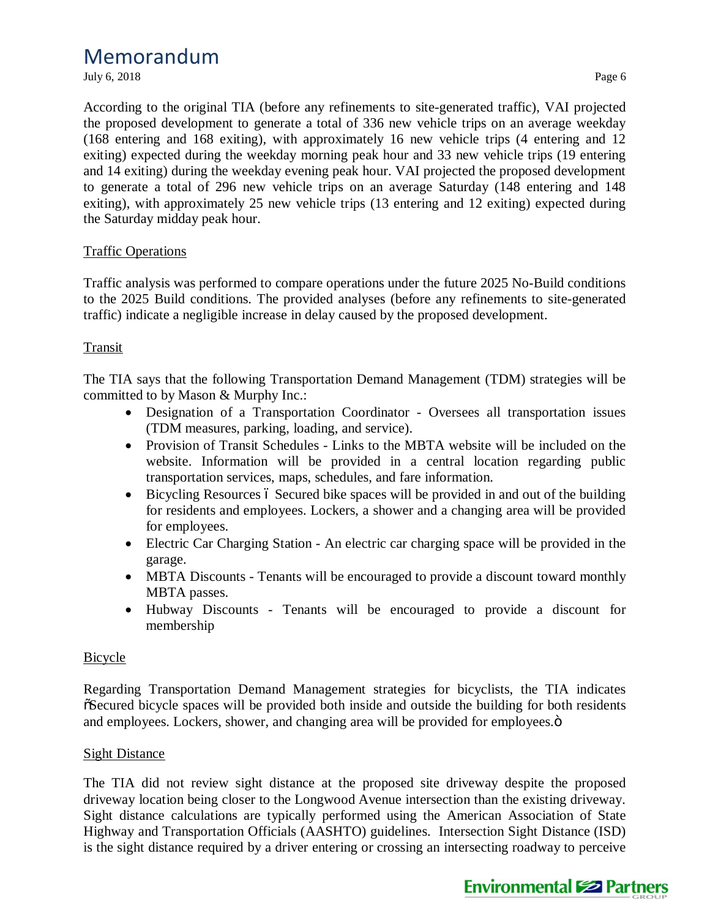According to the original TIA (before any refinements to site-generated traffic), VAI projected the proposed development to generate a total of 336 new vehicle trips on an average weekday (168 entering and 168 exiting), with approximately 16 new vehicle trips (4 entering and 12 exiting) expected during the weekday morning peak hour and 33 new vehicle trips (19 entering and 14 exiting) during the weekday evening peak hour. VAI projected the proposed development to generate a total of 296 new vehicle trips on an average Saturday (148 entering and 148 exiting), with approximately 25 new vehicle trips (13 entering and 12 exiting) expected during the Saturday midday peak hour.

Traffic Operations

Traffic analysis was performed to compare operations under the future 2025 No-Build conditions to the 2025 Build conditions. The provided analyses (before any refinements to site-generated traffic) indicate a negligible increase in delay caused by the proposed development.

Transit

The TIA says that the following Transportation Demand Management (TDM) strategies will be committed to by Mason & Murphy Inc.:

- Designation of a Transportation Coordinator - Oversees all transportation issues (TDM measures, parking, loading, and service).
- Provision of Transit Schedules - Links to the MBTA website will be included on the website. Information will be provided in a central location regarding public transportation services, maps, schedules, and fare information.
- Bicycling Resources – Secured bike spaces will be provided in and out of the building for residents and employees. Lockers, a shower and a changing area will be provided for employees.
- Electric Car Charging Station - An electric car charging space will be provided in the garage.
- MBTA Discounts - Tenants will be encouraged to provide a discount toward monthly MBTA passes.
- Hubway Discounts - Tenants will be encouraged to provide a discount for membership

Bicycle

Regarding Transportation Demand Management strategies for bicyclists, the TIA indicates "Secured bicycle spaces will be provided both inside and outside the building for both residents and employees. Lockers, shower, and changing area will be provided for employees."

Sight Distance

The TIA did not review sight distance at the proposed site driveway despite the proposed driveway location being closer to the Longwood Avenue intersection than the existing driveway. Sight distance calculations are typically performed using the American Association of State Highway and Transportation Officials (AASHTO) guidelines. Intersection Sight Distance (ISD) is the sight distance required by a driver entering or crossing an intersecting roadway to perceive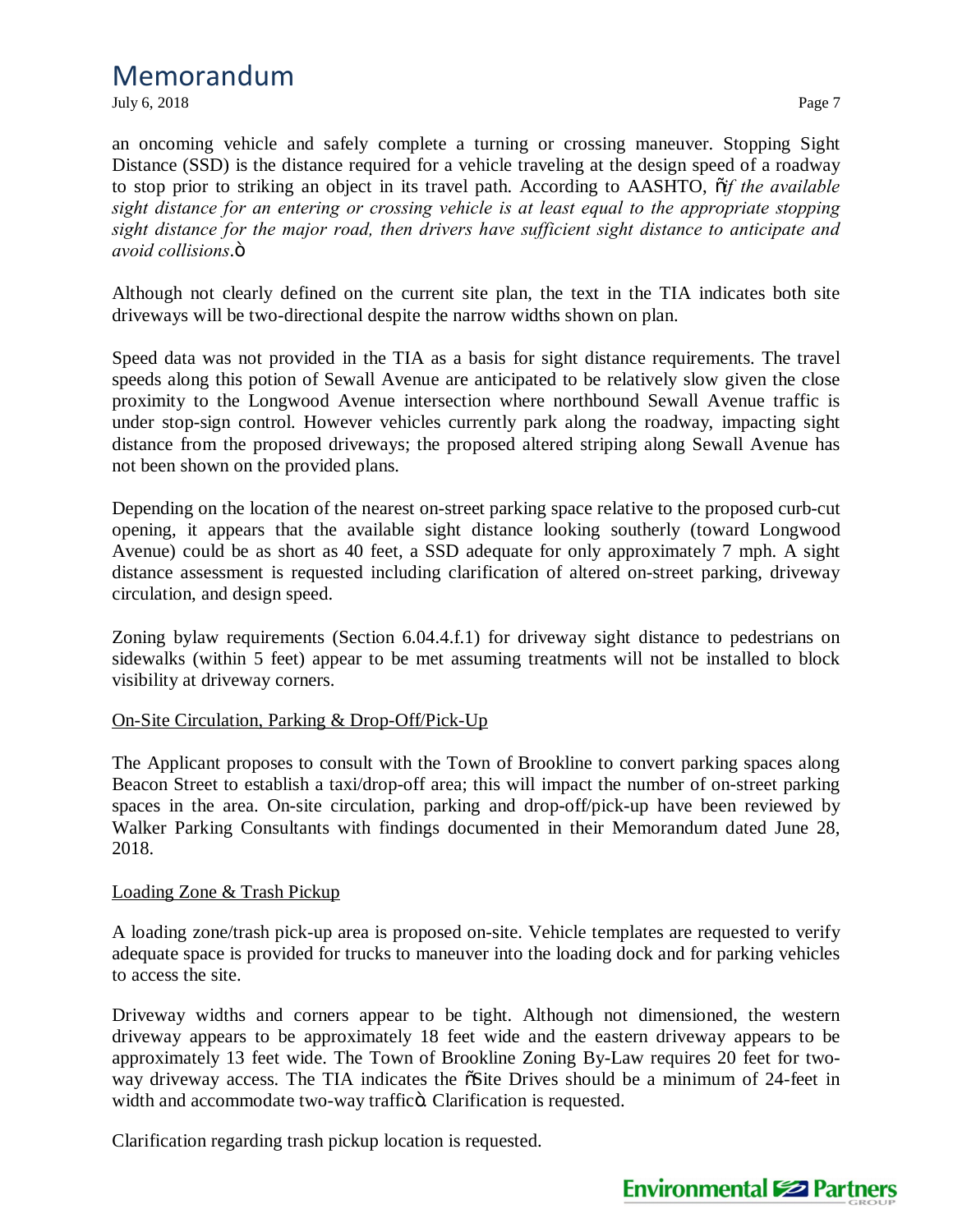an oncoming vehicle and safely complete a turning or crossing maneuver. Stopping Sight Distance (SSD) is the distance required for a vehicle traveling at the design speed of a roadway to stop prior to striking an object in its travel path. According to AASHTO, "*if the available sight distance for an entering or crossing vehicle is at least equal to the appropriate stopping sight distance for the major road, then drivers have sufficient sight distance to anticipate and avoid collisions*."

Although not clearly defined on the current site plan, the text in the TIA indicates both site driveways will be two-directional despite the narrow widths shown on plan.

Speed data was not provided in the TIA as a basis for sight distance requirements. The travel speeds along this potion of Sewall Avenue are anticipated to be relatively slow given the close proximity to the Longwood Avenue intersection where northbound Sewall Avenue traffic is under stop-sign control. However vehicles currently park along the roadway, impacting sight distance from the proposed driveways; the proposed altered striping along Sewall Avenue has not been shown on the provided plans.

Depending on the location of the nearest on-street parking space relative to the proposed curb-cut opening, it appears that the available sight distance looking southerly (toward Longwood Avenue) could be as short as 40 feet, a SSD adequate for only approximately 7 mph. A sight distance assessment is requested including clarification of altered on-street parking, driveway circulation, and design speed.

Zoning bylaw requirements (Section 6.04.4.f.1) for driveway sight distance to pedestrians on sidewalks (within 5 feet) appear to be met assuming treatments will not be installed to block visibility at driveway corners.

On-Site Circulation, Parking & Drop-Off/Pick-Up

The Applicant proposes to consult with the Town of Brookline to convert parking spaces along Beacon Street to establish a taxi/drop-off area; this will impact the number of on-street parking spaces in the area. On-site circulation, parking and drop-off/pick-up have been reviewed by Walker Parking Consultants with findings documented in their Memorandum dated June 28, 2018.

Loading Zone & Trash Pickup

A loading zone/trash pick-up area is proposed on-site. Vehicle templates are requested to verify adequate space is provided for trucks to maneuver into the loading dock and for parking vehicles to access the site.

Driveway widths and corners appear to be tight. Although not dimensioned, the western driveway appears to be approximately 18 feet wide and the eastern driveway appears to be approximately 13 feet wide. The Town of Brookline Zoning By-Law requires 20 feet for two-way driveway access. The TIA indicates the "Site Drives should be a minimum of 24-feet in width and accommodate two-way traffic". Clarification is requested.

Clarification regarding trash pickup location is requested.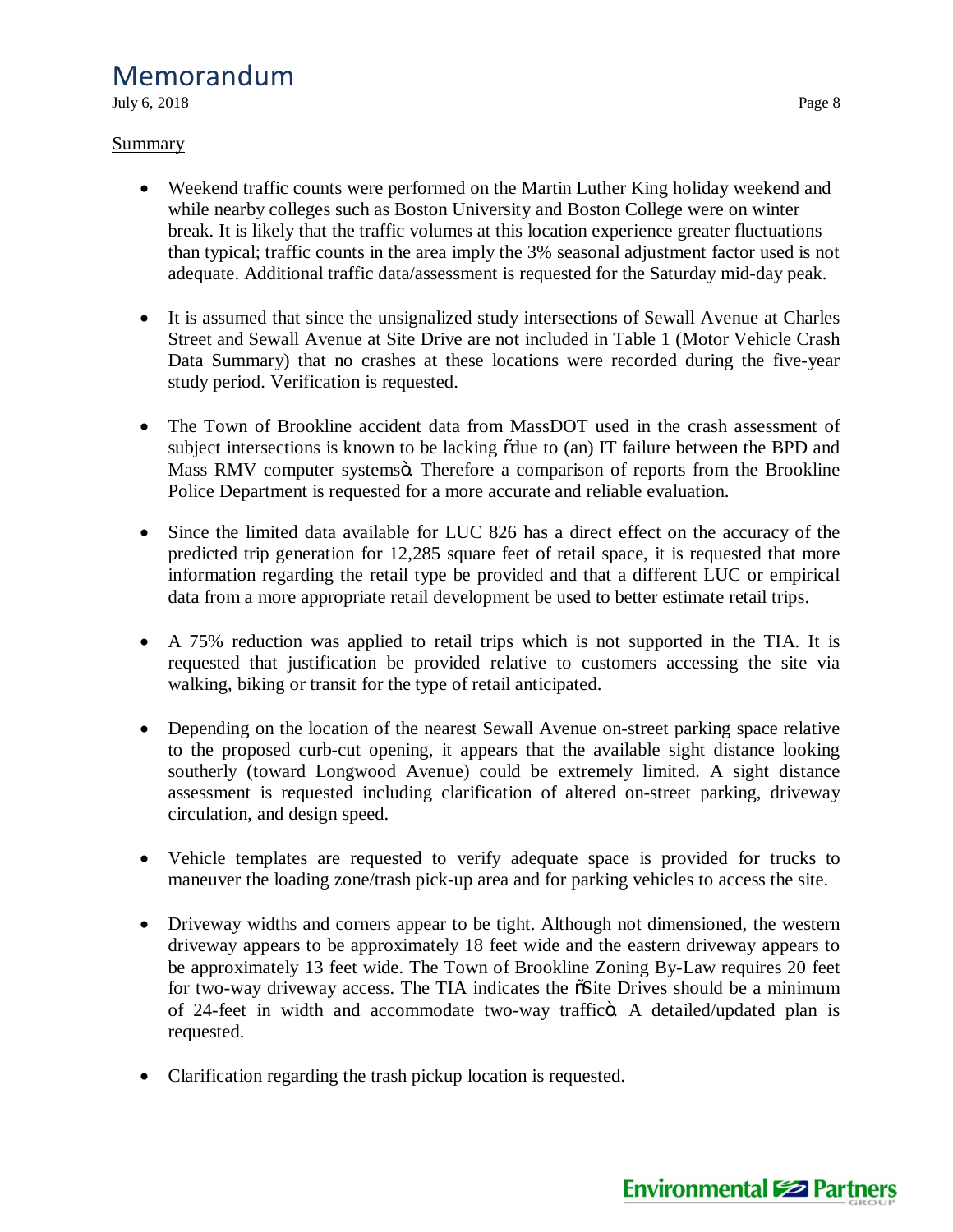Summary

- Weekend traffic counts were performed on the Martin Luther King holiday weekend and while nearby colleges such as Boston University and Boston College were on winter break. It is likely that the traffic volumes at this location experience greater fluctuations than typical; traffic counts in the area imply the 3% seasonal adjustment factor used is not adequate. Additional traffic data/assessment is requested for the Saturday mid-day peak.

- It is assumed that since the unsignalized study intersections of Sewall Avenue at Charles Street and Sewall Avenue at Site Drive are not included in Table 1 (Motor Vehicle Crash Data Summary) that no crashes at these locations were recorded during the five-year study period. Verification is requested.

- The Town of Brookline accident data from MassDOT used in the crash assessment of subject intersections is known to be lacking "due to (an) IT failure between the BPD and Mass RMV computer systems". Therefore a comparison of reports from the Brookline Police Department is requested for a more accurate and reliable evaluation.

- Since the limited data available for LUC 826 has a direct effect on the accuracy of the predicted trip generation for 12,285 square feet of retail space, it is requested that more information regarding the retail type be provided and that a different LUC or empirical data from a more appropriate retail development be used to better estimate retail trips.

- A 75% reduction was applied to retail trips which is not supported in the TIA. It is requested that justification be provided relative to customers accessing the site via walking, biking or transit for the type of retail anticipated.

- Depending on the location of the nearest Sewall Avenue on-street parking space relative to the proposed curb-cut opening, it appears that the available sight distance looking southerly (toward Longwood Avenue) could be extremely limited. A sight distance assessment is requested including clarification of altered on-street parking, driveway circulation, and design speed.

- Vehicle templates are requested to verify adequate space is provided for trucks to maneuver the loading zone/trash pick-up area and for parking vehicles to access the site.

- Driveway widths and corners appear to be tight. Although not dimensioned, the western driveway appears to be approximately 18 feet wide and the eastern driveway appears to be approximately 13 feet wide. The Town of Brookline Zoning By-Law requires 20 feet for two-way driveway access. The TIA indicates the "Site Drives should be a minimum of 24-feet in width and accommodate two-way traffic". A detailed/updated plan is requested.

- Clarification regarding the trash pickup location is requested.